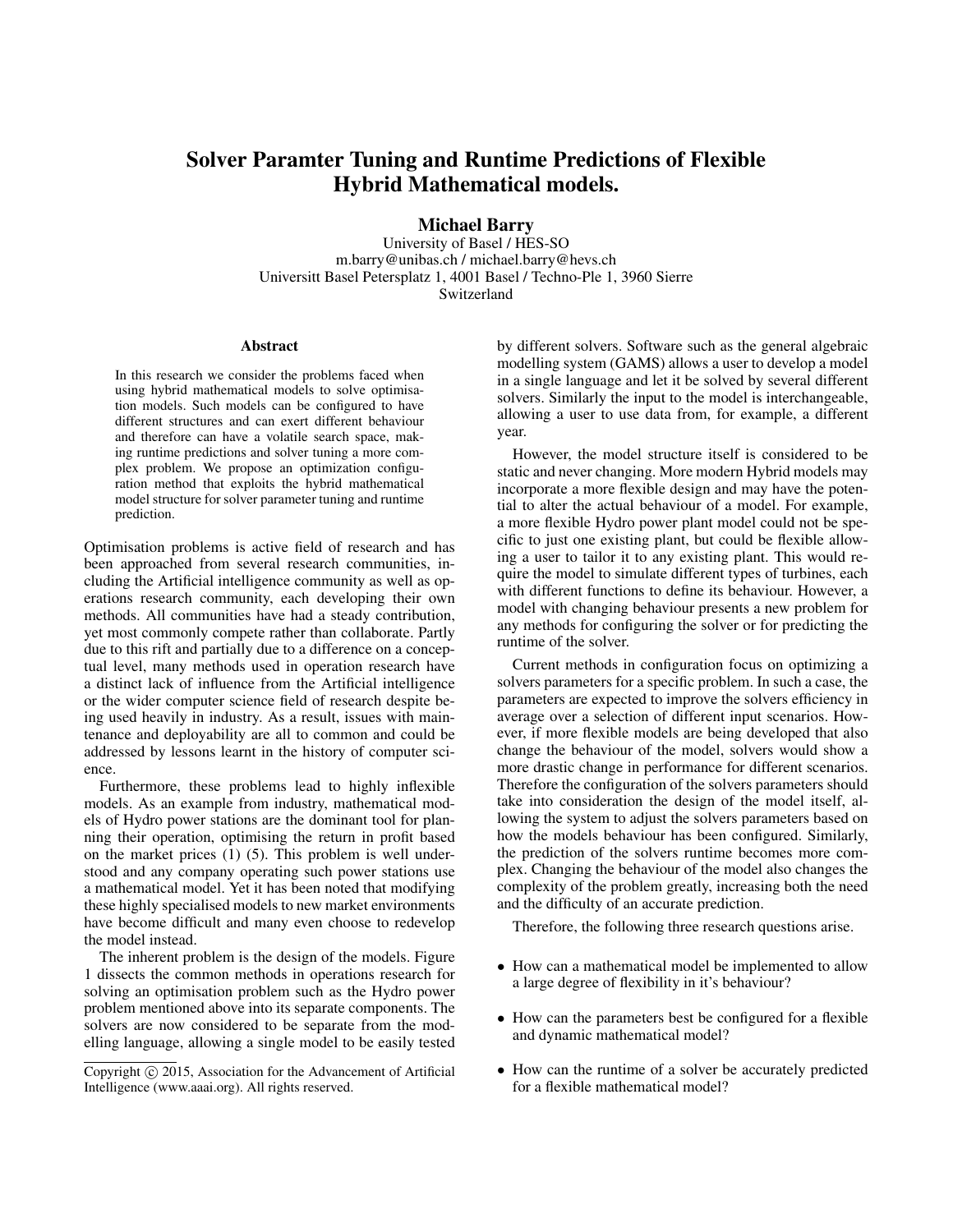# Solver Paramter Tuning and Runtime Predictions of Flexible Hybrid Mathematical models.

**Michael Barry**

University of Basel / HES-SO
m.barry@unibas.ch / michael.barry@hevs.ch
Universitt Basel Petersplatz 1, 4001 Basel / Techno-Ple 1, 3960 Sierre
Switzerland

### Abstract

In this research we consider the problems faced when using hybrid mathematical models to solve optimisation models. Such models can be configured to have different structures and can exert different behaviour and therefore can have a volatile search space, making runtime predictions and solver tuning a more complex problem. We propose an optimization configuration method that exploits the hybrid mathematical model structure for solver parameter tuning and runtime prediction.

Optimisation problems is active field of research and has been approached from several research communities, including the Artificial intelligence community as well as operations research community, each developing their own methods. All communities have had a steady contribution, yet most commonly compete rather than collaborate. Partly due to this rift and partially due to a difference on a conceptual level, many methods used in operation research have a distinct lack of influence from the Artificial intelligence or the wider computer science field of research despite being used heavily in industry. As a result, issues with maintenance and deployability are all to common and could be addressed by lessons learnt in the history of computer science.

Furthermore, these problems lead to highly inflexible models. As an example from industry, mathematical models of Hydro power stations are the dominant tool for planning their operation, optimising the return in profit based on the market prices (1) (5). This problem is well understood and any company operating such power stations use a mathematical model. Yet it has been noted that modifying these highly specialised models to new market environments have become difficult and many even choose to redevelop the model instead.

The inherent problem is the design of the models. Figure 1 dissects the common methods in operations research for solving an optimisation problem such as the Hydro power problem mentioned above into its separate components. The solvers are now considered to be separate from the modelling language, allowing a single model to be easily tested by different solvers. Software such as the general algebraic modelling system (GAMS) allows a user to develop a model in a single language and let it be solved by several different solvers. Similarly the input to the model is interchangeable, allowing a user to use data from, for example, a different year.

However, the model structure itself is considered to be static and never changing. More modern Hybrid models may incorporate a more flexible design and may have the potential to alter the actual behaviour of a model. For example, a more flexible Hydro power plant model could not be specific to just one existing plant, but could be flexible allowing a user to tailor it to any existing plant. This would require the model to simulate different types of turbines, each with different functions to define its behaviour. However, a model with changing behaviour presents a new problem for any methods for configuring the solver or for predicting the runtime of the solver.

Current methods in configuration focus on optimizing a solvers parameters for a specific problem. In such a case, the parameters are expected to improve the solvers efficiency in average over a selection of different input scenarios. However, if more flexible models are being developed that also change the behaviour of the model, solvers would show a more drastic change in performance for different scenarios. Therefore the configuration of the solvers parameters should take into consideration the design of the model itself, allowing the system to adjust the solvers parameters based on how the models behaviour has been configured. Similarly, the prediction of the solvers runtime becomes more complex. Changing the behaviour of the model also changes the complexity of the problem greatly, increasing both the need and the difficulty of an accurate prediction.

Therefore, the following three research questions arise.

- How can a mathematical model be implemented to allow a large degree of flexibility in it's behaviour?
- How can the parameters best be configured for a flexible and dynamic mathematical model?
- How can the runtime of a solver be accurately predicted for a flexible mathematical model?

Copyright © 2015, Association for the Advancement of Artificial Intelligence (www.aaai.org). All rights reserved.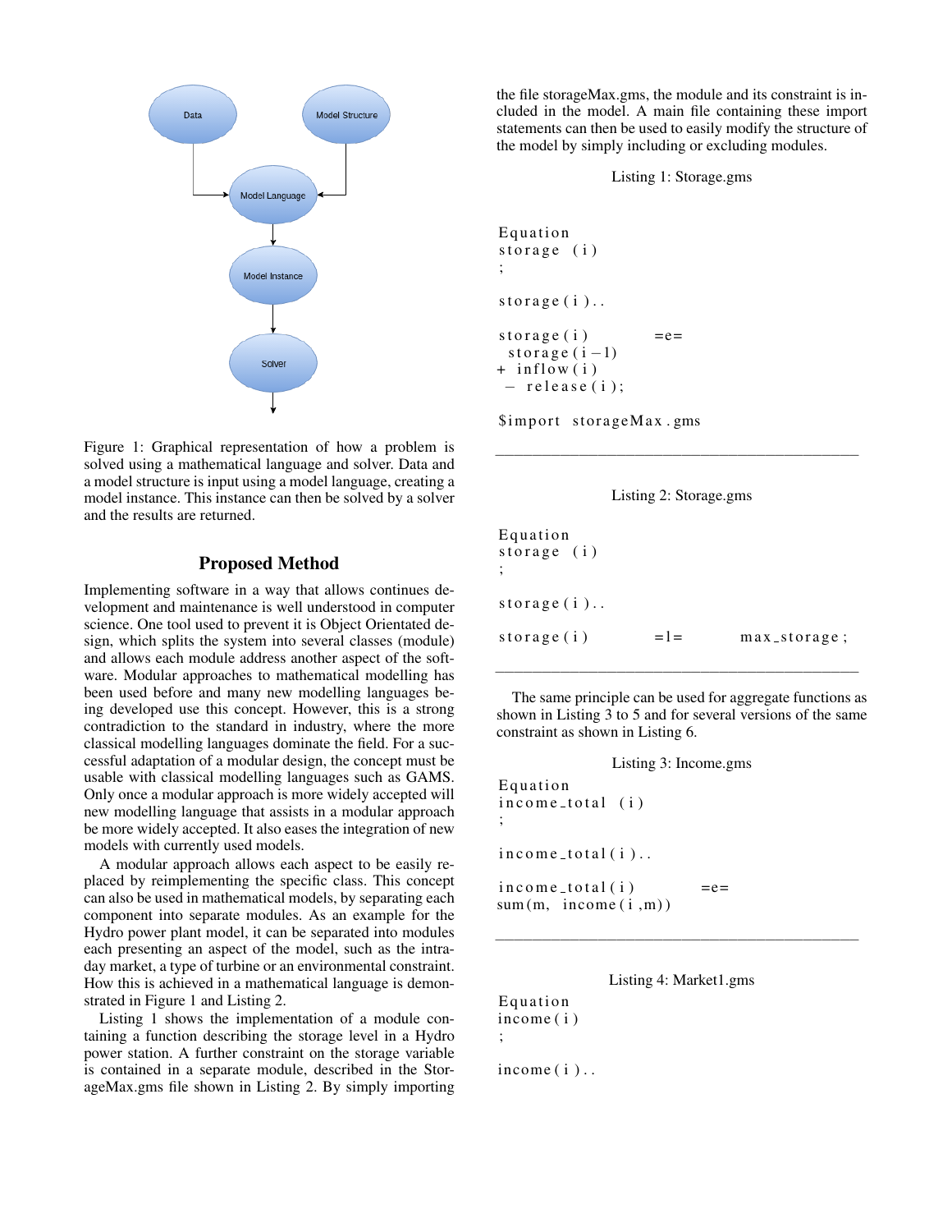Figure 1: Graphical representation of how a problem is solved using a mathematical language and solver. Data and a model structure is input using a model language, creating a model instance. This instance can then be solved by a solver and the results are returned.

## Proposed Method

Implementing software in a way that allows continues development and maintenance is well understood in computer science. One tool used to prevent it is Object Orientated design, which splits the system into several classes (module) and allows each module address another aspect of the software. Modular approaches to mathematical modelling has been used before and many new modelling languages being developed use this concept. However, this is a strong contradiction to the standard in industry, where the more classical modelling languages dominate the field. For a successful adaptation of a modular design, the concept must be usable with classical modelling languages such as GAMS. Only once a modular approach is more widely accepted will new modelling language that assists in a modular approach be more widely accepted. It also eases the integration of new models with currently used models.

A modular approach allows each aspect to be easily replaced by reimplementing the specific class. This concept can also be used in mathematical models, by separating each component into separate modules. As an example for the Hydro power plant model, it can be separated into modules each presenting an aspect of the model, such as the intraday market, a type of turbine or an environmental constraint. How this is achieved in a mathematical language is demonstrated in Figure 1 and Listing 2.

Listing 1 shows the implementation of a module containing a function describing the storage level in a Hydro power station. A further constraint on the storage variable is contained in a separate module, described in the StorageMax.gms file shown in Listing 2. By simply importing the file storageMax.gms, the module and its constraint is included in the model. A main file containing these import statements can then be used to easily modify the structure of the model by simply including or excluding modules.

Listing 1: Storage.gms

```
Equation
storage (i)
;

storage(i)..

storage(i)          =e=
 storage(i-1)
+ inflow(i)
 - release(i);

$import storageMax.gms
```

Listing 2: Storage.gms

```
Equation
storage (i)
;

storage(i)..

storage(i)          =l=          max_storage;
```

The same principle can be used for aggregate functions as shown in Listing 3 to 5 and for several versions of the same constraint as shown in Listing 6.

Listing 3: Income.gms

```
Equation
income_total (i)
;

income_total(i)..

income_total(i)          =e=
sum(m, income(i,m))
```

Listing 4: Market1.gms

```
Equation
income(i)
;

income(i)..
```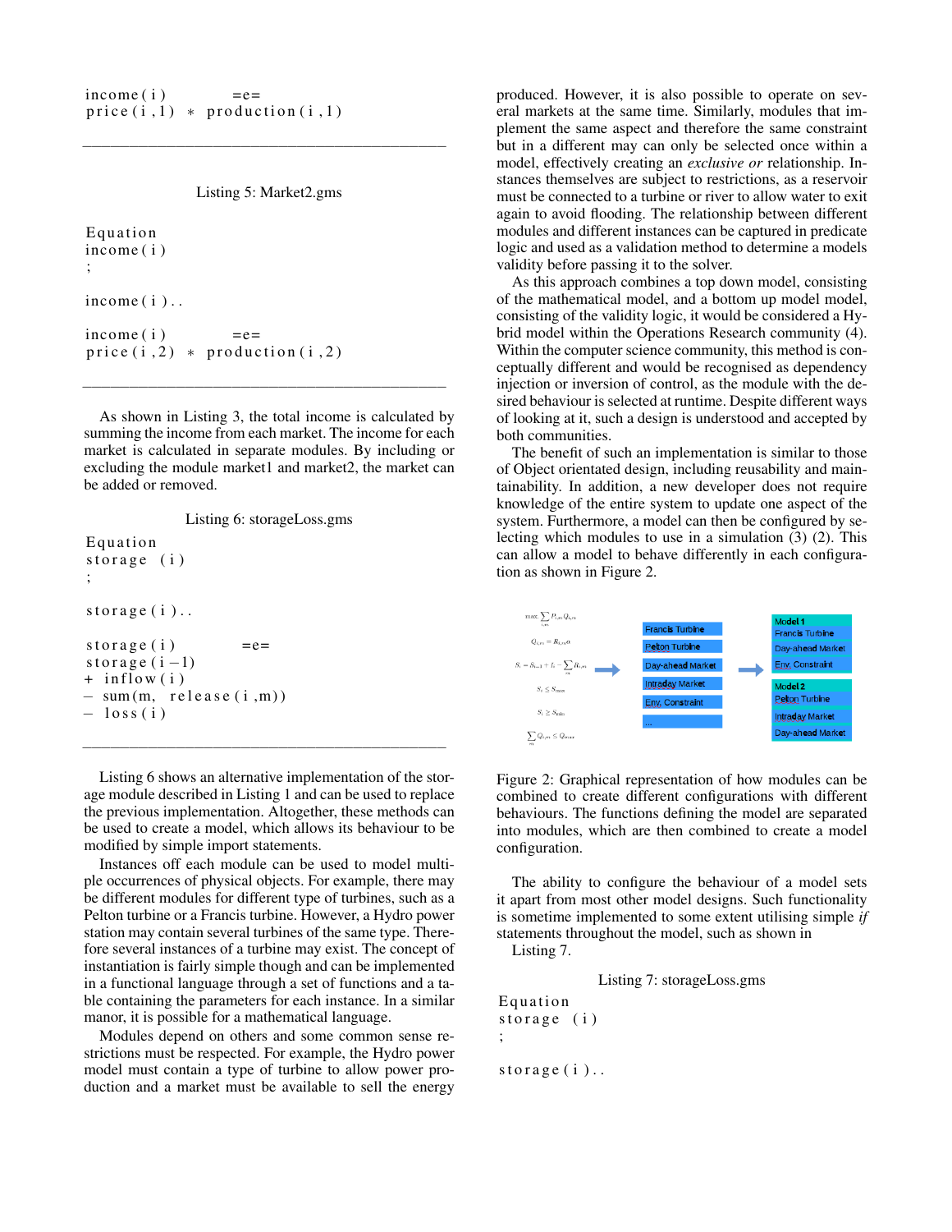```
income(i)        =e=
price(i,1) * production(i,1)
```

Listing 5: Market2.gms

```
Equation
income(i)
;

income(i)..

income(i)        =e=
price(i,2) * production(i,2)
```

As shown in Listing 3, the total income is calculated by summing the income from each market. The income for each market is calculated in separate modules. By including or excluding the module market1 and market2, the market can be added or removed.

Listing 6: storageLoss.gms

```
Equation
storage (i)
;

storage(i)..

storage(i)        =e=
storage(i-1)
+ inflow(i)
- sum(m, release(i,m))
- loss(i)
```

Listing 6 shows an alternative implementation of the storage module described in Listing 1 and can be used to replace the previous implementation. Altogether, these methods can be used to create a model, which allows its behaviour to be modified by simple import statements.

Instances off each module can be used to model multiple occurrences of physical objects. For example, there may be different modules for different type of turbines, such as a Pelton turbine or a Francis turbine. However, a Hydro power station may contain several turbines of the same type. Therefore several instances of a turbine may exist. The concept of instantiation is fairly simple though and can be implemented in a functional language through a set of functions and a table containing the parameters for each instance. In a similar manor, it is possible for a mathematical language.

Modules depend on others and some common sense restrictions must be respected. For example, the Hydro power model must contain a type of turbine to allow power production and a market must be available to sell the energy produced. However, it is also possible to operate on several markets at the same time. Similarly, modules that implement the same aspect and therefore the same constraint but in a different may can only be selected once within a model, effectively creating an *exclusive or* relationship. Instances themselves are subject to restrictions, as a reservoir must be connected to a turbine or river to allow water to exit again to avoid flooding. The relationship between different modules and different instances can be captured in predicate logic and used as a validation method to determine a models validity before passing it to the solver.

As this approach combines a top down model, consisting of the mathematical model, and a bottom up model model, consisting of the validity logic, it would be considered a Hybrid model within the Operations Research community (4). Within the computer science community, this method is conceptually different and would be recognised as dependency injection or inversion of control, as the module with the desired behaviour is selected at runtime. Despite different ways of looking at it, such a design is understood and accepted by both communities.

The benefit of such an implementation is similar to those of Object orientated design, including reusability and maintainability. In addition, a new developer does not require knowledge of the entire system to update one aspect of the system. Furthermore, a model can then be configured by selecting which modules to use in a simulation (3) (2). This can allow a model to behave differently in each configuration as shown in Figure 2.

Figure 2: Graphical representation of how modules can be combined to create different configurations with different behaviours. The functions defining the model are separated into modules, which are then combined to create a model configuration.

The ability to configure the behaviour of a model sets it apart from most other model designs. Such functionality is sometime implemented to some extent utilising simple *if* statements throughout the model, such as shown in Listing 7.

Listing 7: storageLoss.gms

```
Equation
storage (i)
;

storage(i)..
```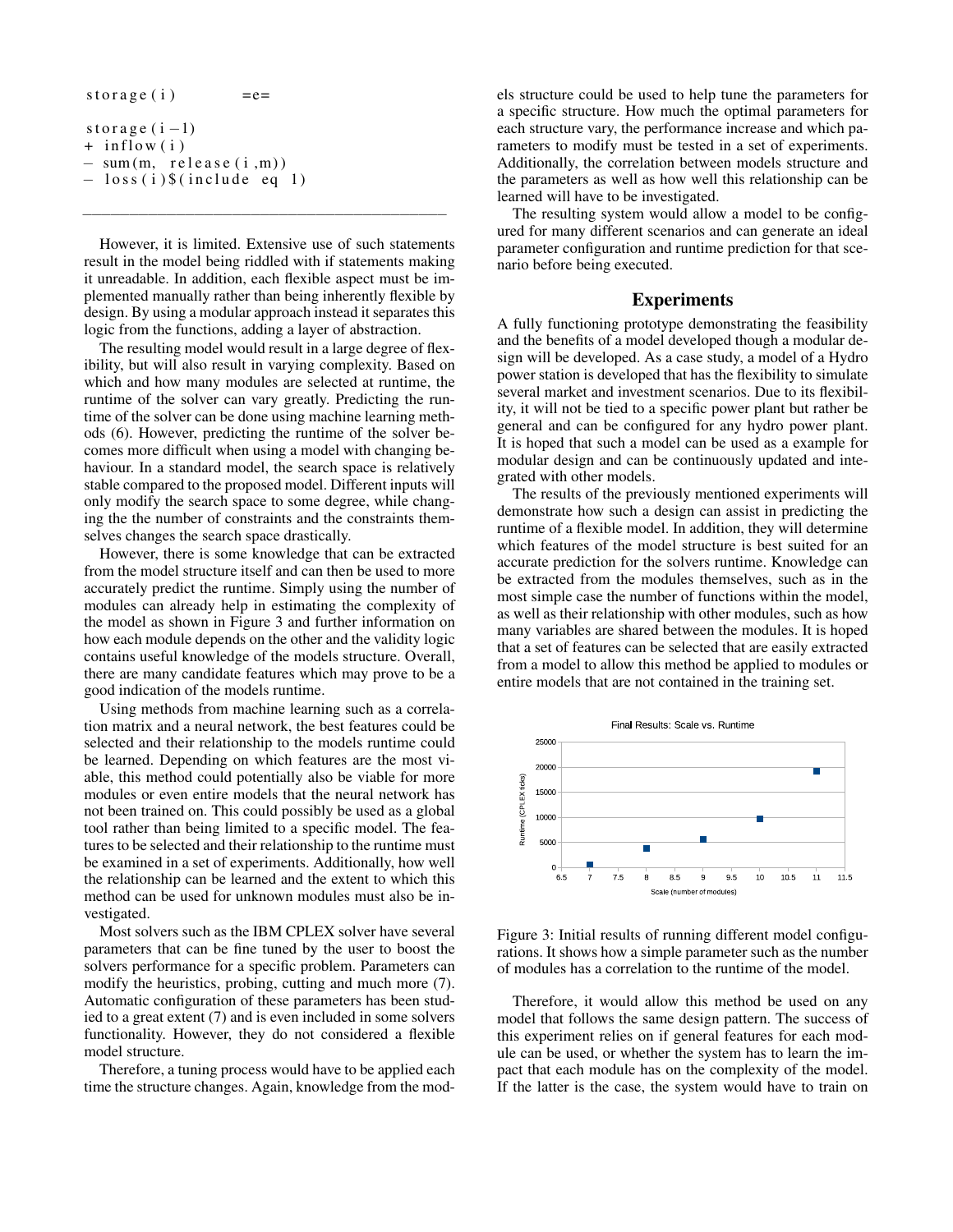```
storage(i)          =e=

storage(i-1)
+ inflow(i)
- sum(m, release(i,m))
- loss(i)$(include eq 1)
```

However, it is limited. Extensive use of such statements result in the model being riddled with if statements making it unreadable. In addition, each flexible aspect must be implemented manually rather than being inherently flexible by design. By using a modular approach instead it separates this logic from the functions, adding a layer of abstraction.

The resulting model would result in a large degree of flexibility, but will also result in varying complexity. Based on which and how many modules are selected at runtime, the runtime of the solver can vary greatly. Predicting the runtime of the solver can be done using machine learning methods (6). However, predicting the runtime of the solver becomes more difficult when using a model with changing behaviour. In a standard model, the search space is relatively stable compared to the proposed model. Different inputs will only modify the search space to some degree, while changing the the number of constraints and the constraints themselves changes the search space drastically.

However, there is some knowledge that can be extracted from the model structure itself and can then be used to more accurately predict the runtime. Simply using the number of modules can already help in estimating the complexity of the model as shown in Figure 3 and further information on how each module depends on the other and the validity logic contains useful knowledge of the models structure. Overall, there are many candidate features which may prove to be a good indication of the models runtime.

Using methods from machine learning such as a correlation matrix and a neural network, the best features could be selected and their relationship to the models runtime could be learned. Depending on which features are the most viable, this method could potentially also be viable for more modules or even entire models that the neural network has not been trained on. This could possibly be used as a global tool rather than being limited to a specific model. The features to be selected and their relationship to the runtime must be examined in a set of experiments. Additionally, how well the relationship can be learned and the extent to which this method can be used for unknown modules must also be investigated.

Most solvers such as the IBM CPLEX solver have several parameters that can be fine tuned by the user to boost the solvers performance for a specific problem. Parameters can modify the heuristics, probing, cutting and much more (7). Automatic configuration of these parameters has been studied to a great extent (7) and is even included in some solvers functionality. However, they do not considered a flexible model structure.

Therefore, a tuning process would have to be applied each time the structure changes. Again, knowledge from the models structure could be used to help tune the parameters for a specific structure. How much the optimal parameters for each structure vary, the performance increase and which parameters to modify must be tested in a set of experiments. Additionally, the correlation between models structure and the parameters as well as how well this relationship can be learned will have to be investigated.

The resulting system would allow a model to be configured for many different scenarios and can generate an ideal parameter configuration and runtime prediction for that scenario before being executed.

## Experiments

A fully functioning prototype demonstrating the feasibility and the benefits of a model developed though a modular design will be developed. As a case study, a model of a Hydro power station is developed that has the flexibility to simulate several market and investment scenarios. Due to its flexibility, it will not be tied to a specific power plant but rather be general and can be configured for any hydro power plant. It is hoped that such a model can be used as a example for modular design and can be continuously updated and integrated with other models.

The results of the previously mentioned experiments will demonstrate how such a design can assist in predicting the runtime of a flexible model. In addition, they will determine which features of the model structure is best suited for an accurate prediction for the solvers runtime. Knowledge can be extracted from the modules themselves, such as in the most simple case the number of functions within the model, as well as their relationship with other modules, such as how many variables are shared between the modules. It is hoped that a set of features can be selected that are easily extracted from a model to allow this method be applied to modules or entire models that are not contained in the training set.

Figure 3: Initial results of running different model configurations. It shows how a simple parameter such as the number of modules has a correlation to the runtime of the model.

Therefore, it would allow this method be used on any model that follows the same design pattern. The success of this experiment relies on if general features for each module can be used, or whether the system has to learn the impact that each module has on the complexity of the model. If the latter is the case, the system would have to train on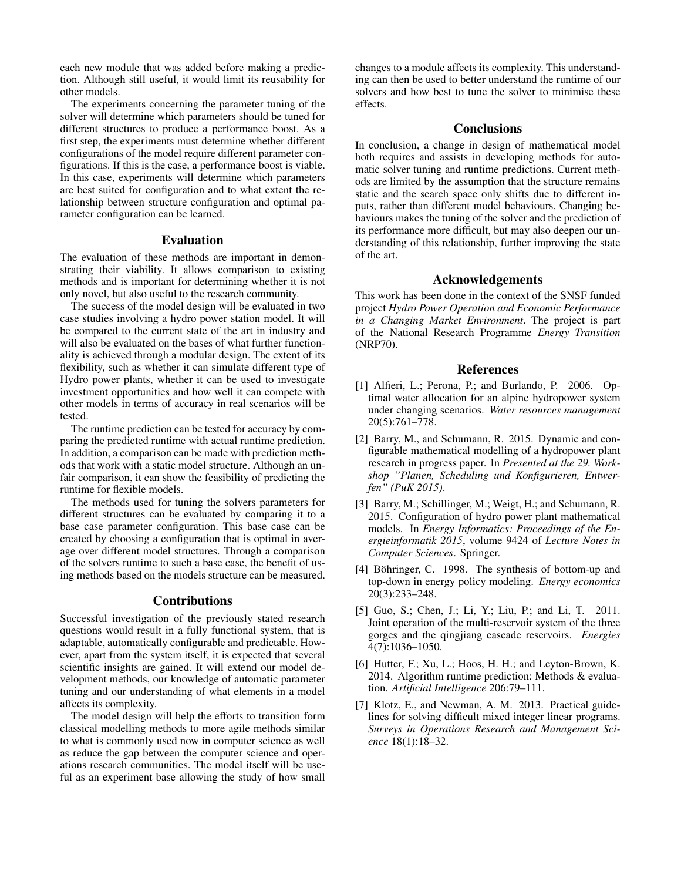each new module that was added before making a prediction. Although still useful, it would limit its reusability for other models.

The experiments concerning the parameter tuning of the solver will determine which parameters should be tuned for different structures to produce a performance boost. As a first step, the experiments must determine whether different configurations of the model require different parameter configurations. If this is the case, a performance boost is viable. In this case, experiments will determine which parameters are best suited for configuration and to what extent the relationship between structure configuration and optimal parameter configuration can be learned.

## Evaluation

The evaluation of these methods are important in demonstrating their viability. It allows comparison to existing methods and is important for determining whether it is not only novel, but also useful to the research community.

The success of the model design will be evaluated in two case studies involving a hydro power station model. It will be compared to the current state of the art in industry and will also be evaluated on the bases of what further functionality is achieved through a modular design. The extent of its flexibility, such as whether it can simulate different type of Hydro power plants, whether it can be used to investigate investment opportunities and how well it can compete with other models in terms of accuracy in real scenarios will be tested.

The runtime prediction can be tested for accuracy by comparing the predicted runtime with actual runtime prediction. In addition, a comparison can be made with prediction methods that work with a static model structure. Although an unfair comparison, it can show the feasibility of predicting the runtime for flexible models.

The methods used for tuning the solvers parameters for different structures can be evaluated by comparing it to a base case parameter configuration. This base case can be created by choosing a configuration that is optimal in average over different model structures. Through a comparison of the solvers runtime to such a base case, the benefit of using methods based on the models structure can be measured.

## Contributions

Successful investigation of the previously stated research questions would result in a fully functional system, that is adaptable, automatically configurable and predictable. However, apart from the system itself, it is expected that several scientific insights are gained. It will extend our model development methods, our knowledge of automatic parameter tuning and our understanding of what elements in a model affects its complexity.

The model design will help the efforts to transition form classical modelling methods to more agile methods similar to what is commonly used now in computer science as well as reduce the gap between the computer science and operations research communities. The model itself will be useful as an experiment base allowing the study of how small changes to a module affects its complexity. This understanding can then be used to better understand the runtime of our solvers and how best to tune the solver to minimise these effects.

## Conclusions

In conclusion, a change in design of mathematical model both requires and assists in developing methods for automatic solver tuning and runtime predictions. Current methods are limited by the assumption that the structure remains static and the search space only shifts due to different inputs, rather than different model behaviours. Changing behaviours makes the tuning of the solver and the prediction of its performance more difficult, but may also deepen our understanding of this relationship, further improving the state of the art.

## Acknowledgements

This work has been done in the context of the SNSF funded project *Hydro Power Operation and Economic Performance in a Changing Market Environment*. The project is part of the National Research Programme *Energy Transition* (NRP70).

## References

[1] Alfieri, L.; Perona, P.; and Burlando, P. 2006. Optimal water allocation for an alpine hydropower system under changing scenarios. *Water resources management* 20(5):761–778.

[2] Barry, M., and Schumann, R. 2015. Dynamic and configurable mathematical modelling of a hydropower plant research in progress paper. In *Presented at the 29. Workshop "Planen, Scheduling und Konfigurieren, Entwerfen" (PuK 2015)*.

[3] Barry, M.; Schillinger, M.; Weigt, H.; and Schumann, R. 2015. Configuration of hydro power plant mathematical models. In *Energy Informatics: Proceedings of the Energieinformatik 2015*, volume 9424 of *Lecture Notes in Computer Sciences*. Springer.

[4] Böhringer, C. 1998. The synthesis of bottom-up and top-down in energy policy modeling. *Energy economics* 20(3):233–248.

[5] Guo, S.; Chen, J.; Li, Y.; Liu, P.; and Li, T. 2011. Joint operation of the multi-reservoir system of the three gorges and the qingjiang cascade reservoirs. *Energies* 4(7):1036–1050.

[6] Hutter, F.; Xu, L.; Hoos, H. H.; and Leyton-Brown, K. 2014. Algorithm runtime prediction: Methods & evaluation. *Artificial Intelligence* 206:79–111.

[7] Klotz, E., and Newman, A. M. 2013. Practical guidelines for solving difficult mixed integer linear programs. *Surveys in Operations Research and Management Science* 18(1):18–32.